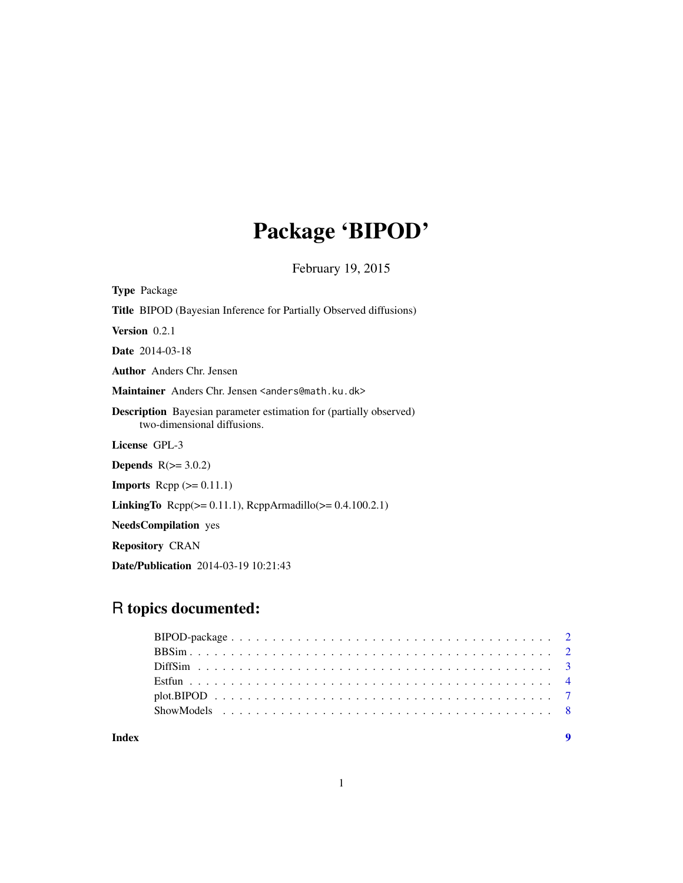# Package 'BIPOD'

February 19, 2015

**Type** Package

**Title** BIPOD (Bayesian Inference for Partially Observed diffusions)

**Version** 0.2.1

**Date** 2014-03-18

**Author** Anders Chr. Jensen

**Maintainer** Anders Chr. Jensen <anders@math.ku.dk>

**Description** Bayesian parameter estimation for (partially observed) two-dimensional diffusions.

**License** GPL-3

**Depends** R(>= 3.0.2)

**Imports** Rcpp (>= 0.11.1)

**LinkingTo** Rcpp(>= 0.11.1), RcppArmadillo(>= 0.4.100.2.1)

**NeedsCompilation** yes

**Repository** CRAN

**Date/Publication** 2014-03-19 10:21:43

## R topics documented:

- BIPOD-package . . . . . . . . . . . . . . . . . . . . . . . . . . . . . . . . . . . . . 2
- BBSim . . . . . . . . . . . . . . . . . . . . . . . . . . . . . . . . . . . . . . . . . . 2
- DiffSim . . . . . . . . . . . . . . . . . . . . . . . . . . . . . . . . . . . . . . . . . 3
- Estfun . . . . . . . . . . . . . . . . . . . . . . . . . . . . . . . . . . . . . . . . . . 4
- plot.BIPOD . . . . . . . . . . . . . . . . . . . . . . . . . . . . . . . . . . . . . . . 7
- ShowModels . . . . . . . . . . . . . . . . . . . . . . . . . . . . . . . . . . . . . . . 8

**Index** **9**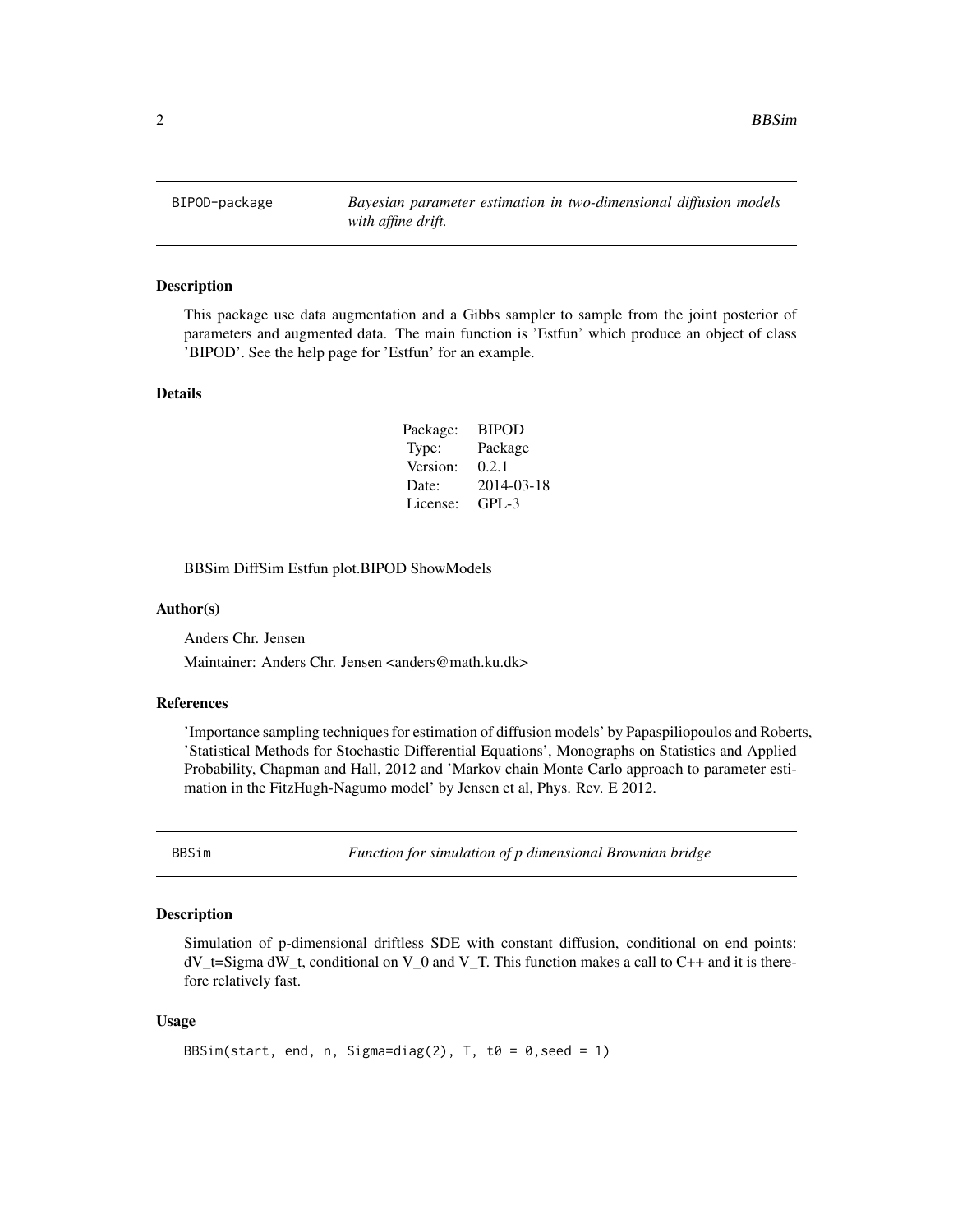## BIPOD-package — *Bayesian parameter estimation in two-dimensional diffusion models with affine drift.*

### Description

This package use data augmentation and a Gibbs sampler to sample from the joint posterior of parameters and augmented data. The main function is 'Estfun' which produce an object of class 'BIPOD'. See the help page for 'Estfun' for an example.

### Details

| | |
|---|---|
| Package: | BIPOD |
| Type: | Package |
| Version: | 0.2.1 |
| Date: | 2014-03-18 |
| License: | GPL-3 |

BBSim DiffSim Estfun plot.BIPOD ShowModels

### Author(s)

Anders Chr. Jensen

Maintainer: Anders Chr. Jensen <anders@math.ku.dk>

### References

'Importance sampling techniques for estimation of diffusion models' by Papaspiliopoulos and Roberts, 'Statistical Methods for Stochastic Differential Equations', Monographs on Statistics and Applied Probability, Chapman and Hall, 2012 and 'Markov chain Monte Carlo approach to parameter estimation in the FitzHugh-Nagumo model' by Jensen et al, Phys. Rev. E 2012.

## BBSim — *Function for simulation of p dimensional Brownian bridge*

### Description

Simulation of p-dimensional driftless SDE with constant diffusion, conditional on end points: dV_t=Sigma dW_t, conditional on V_0 and V_T. This function makes a call to C++ and it is therefore relatively fast.

### Usage

```
BBSim(start, end, n, Sigma=diag(2), T, t0 = 0,seed = 1)
```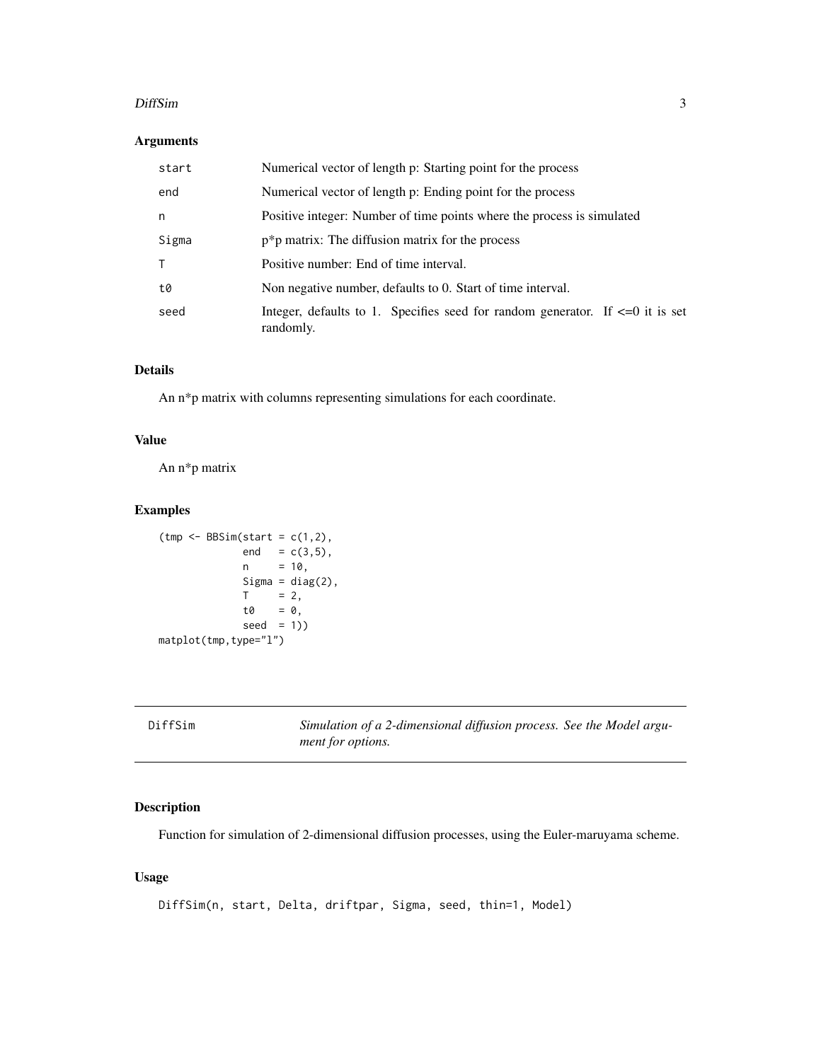### Arguments

| | |
|---|---|
| start | Numerical vector of length p: Starting point for the process |
| end | Numerical vector of length p: Ending point for the process |
| n | Positive integer: Number of time points where the process is simulated |
| Sigma | p*p matrix: The diffusion matrix for the process |
| T | Positive number: End of time interval. |
| t0 | Non negative number, defaults to 0. Start of time interval. |
| seed | Integer, defaults to 1. Specifies seed for random generator. If <=0 it is set randomly. |

### Details

An n*p matrix with columns representing simulations for each coordinate.

### Value

An n*p matrix

### Examples

```
(tmp <- BBSim(start = c(1,2),
             end   = c(3,5),
             n     = 10,
             Sigma = diag(2),
             T     = 2,
             t0    = 0,
             seed  = 1))
matplot(tmp,type="l")
```

---

## DiffSim — *Simulation of a 2-dimensional diffusion process. See the Model argument for options.*

### Description

Function for simulation of 2-dimensional diffusion processes, using the Euler-maruyama scheme.

### Usage

```
DiffSim(n, start, Delta, driftpar, Sigma, seed, thin=1, Model)
```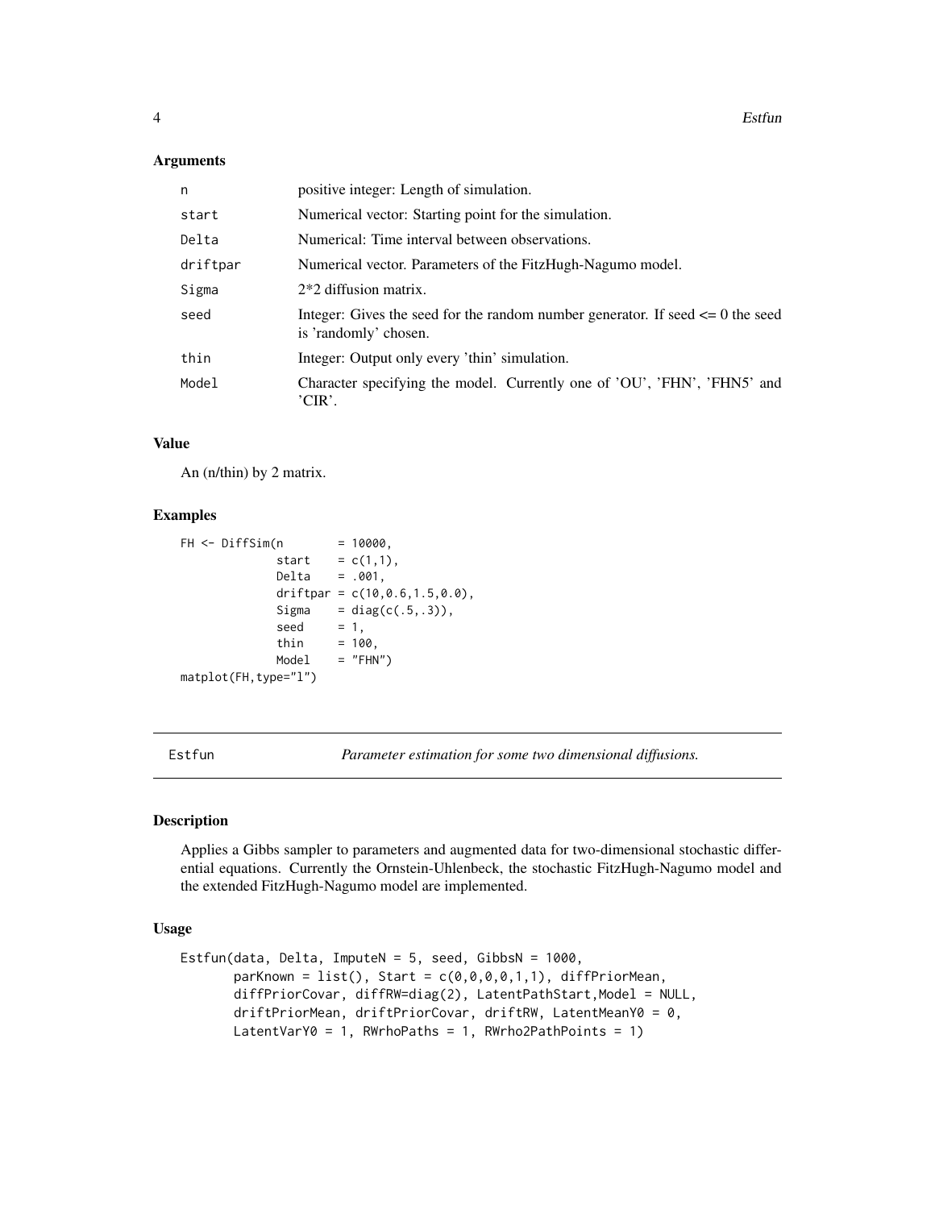### Arguments

| | |
|---|---|
| n | positive integer: Length of simulation. |
| start | Numerical vector: Starting point for the simulation. |
| Delta | Numerical: Time interval between observations. |
| driftpar | Numerical vector. Parameters of the FitzHugh-Nagumo model. |
| Sigma | 2*2 diffusion matrix. |
| seed | Integer: Gives the seed for the random number generator. If seed <= 0 the seed is 'randomly' chosen. |
| thin | Integer: Output only every 'thin' simulation. |
| Model | Character specifying the model. Currently one of 'OU', 'FHN', 'FHN5' and 'CIR'. |

### Value

An (n/thin) by 2 matrix.

### Examples

```
FH <- DiffSim(n        = 10000,
              start    = c(1,1),
              Delta    = .001,
              driftpar = c(10,0.6,1.5,0.0),
              Sigma    = diag(c(.5,.3)),
              seed     = 1,
              thin     = 100,
              Model    = "FHN")
matplot(FH,type="l")
```

---

## Estfun — *Parameter estimation for some two dimensional diffusions.*

---

### Description

Applies a Gibbs sampler to parameters and augmented data for two-dimensional stochastic differential equations. Currently the Ornstein-Uhlenbeck, the stochastic FitzHugh-Nagumo model and the extended FitzHugh-Nagumo model are implemented.

### Usage

```
Estfun(data, Delta, ImputeN = 5, seed, GibbsN = 1000,
       parKnown = list(), Start = c(0,0,0,0,1,1), diffPriorMean,
       diffPriorCovar, diffRW=diag(2), LatentPathStart,Model = NULL,
       driftPriorMean, driftPriorCovar, driftRW, LatentMeanY0 = 0,
       LatentVarY0 = 1, RWrhoPaths = 1, RWrho2PathPoints = 1)
```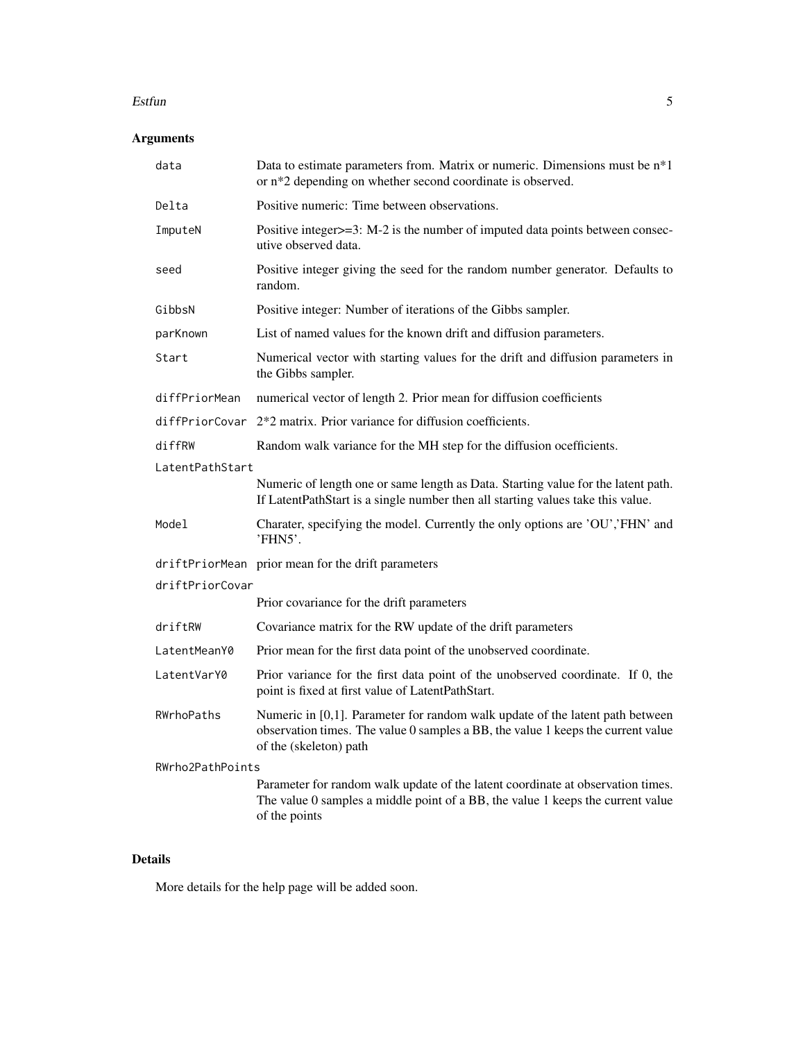## Arguments

| Argument | Description |
| --- | --- |
| data | Data to estimate parameters from. Matrix or numeric. Dimensions must be n*1 or n*2 depending on whether second coordinate is observed. |
| Delta | Positive numeric: Time between observations. |
| ImputeN | Positive integer>=3: M-2 is the number of imputed data points between consecutive observed data. |
| seed | Positive integer giving the seed for the random number generator. Defaults to random. |
| GibbsN | Positive integer: Number of iterations of the Gibbs sampler. |
| parKnown | List of named values for the known drift and diffusion parameters. |
| Start | Numerical vector with starting values for the drift and diffusion parameters in the Gibbs sampler. |
| diffPriorMean | numerical vector of length 2. Prior mean for diffusion coefficients |
| diffPriorCovar | 2*2 matrix. Prior variance for diffusion coefficients. |
| diffRW | Random walk variance for the MH step for the diffusion ocefficients. |
| LatentPathStart | Numeric of length one or same length as Data. Starting value for the latent path. If LatentPathStart is a single number then all starting values take this value. |
| Model | Charater, specifying the model. Currently the only options are 'OU','FHN' and 'FHN5'. |
| driftPriorMean | prior mean for the drift parameters |
| driftPriorCovar | Prior covariance for the drift parameters |
| driftRW | Covariance matrix for the RW update of the drift parameters |
| LatentMeanY0 | Prior mean for the first data point of the unobserved coordinate. |
| LatentVarY0 | Prior variance for the first data point of the unobserved coordinate. If 0, the point is fixed at first value of LatentPathStart. |
| RWrhoPaths | Numeric in [0,1]. Parameter for random walk update of the latent path between observation times. The value 0 samples a BB, the value 1 keeps the current value of the (skeleton) path |
| RWrho2PathPoints | Parameter for random walk update of the latent coordinate at observation times. The value 0 samples a middle point of a BB, the value 1 keeps the current value of the points |

## Details

More details for the help page will be added soon.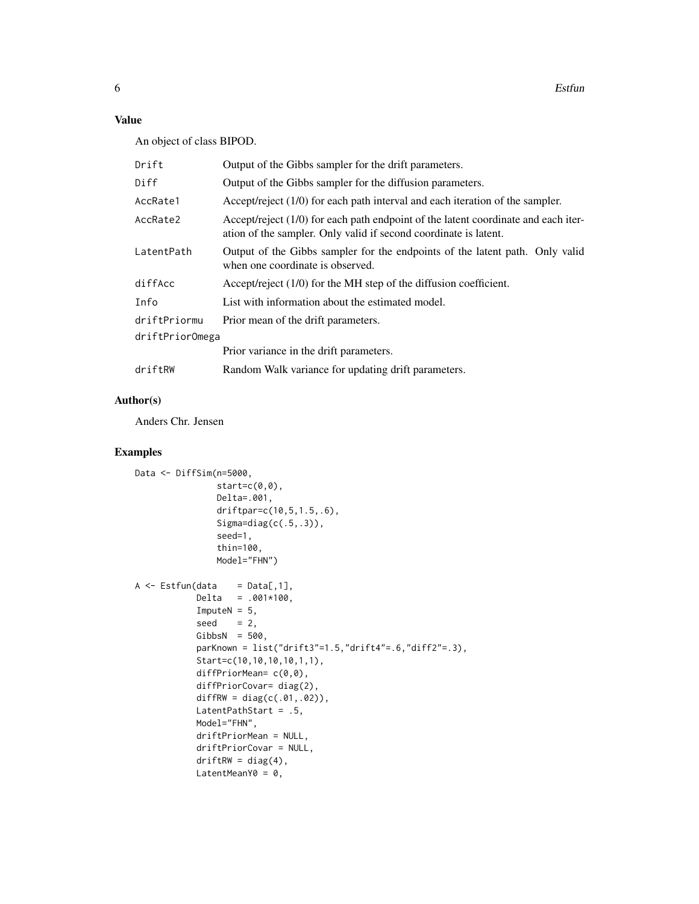## Value

An object of class BIPOD.

| | |
|---|---|
| Drift | Output of the Gibbs sampler for the drift parameters. |
| Diff | Output of the Gibbs sampler for the diffusion parameters. |
| AccRate1 | Accept/reject (1/0) for each path interval and each iteration of the sampler. |
| AccRate2 | Accept/reject (1/0) for each path endpoint of the latent coordinate and each iteration of the sampler. Only valid if second coordinate is latent. |
| LatentPath | Output of the Gibbs sampler for the endpoints of the latent path. Only valid when one coordinate is observed. |
| diffAcc | Accept/reject (1/0) for the MH step of the diffusion coefficient. |
| Info | List with information about the estimated model. |
| driftPriormu | Prior mean of the drift parameters. |
| driftPriorOmega | Prior variance in the drift parameters. |
| driftRW | Random Walk variance for updating drift parameters. |

## Author(s)

Anders Chr. Jensen

## Examples

```
Data <- DiffSim(n=5000,
                start=c(0,0),
                Delta=.001,
                driftpar=c(10,5,1.5,.6),
                Sigma=diag(c(.5,.3)),
                seed=1,
                thin=100,
                Model="FHN")

A <- Estfun(data    = Data[,1],
            Delta   = .001*100,
            ImputeN = 5,
            seed    = 2,
            GibbsN  = 500,
            parKnown = list("drift3"=1.5,"drift4"=.6,"diff2"=.3),
            Start=c(10,10,10,10,1,1),
            diffPriorMean= c(0,0),
            diffPriorCovar= diag(2),
            diffRW = diag(c(.01,.02)),
            LatentPathStart = .5,
            Model="FHN",
            driftPriorMean = NULL,
            driftPriorCovar = NULL,
            driftRW = diag(4),
            LatentMeanY0 = 0,
```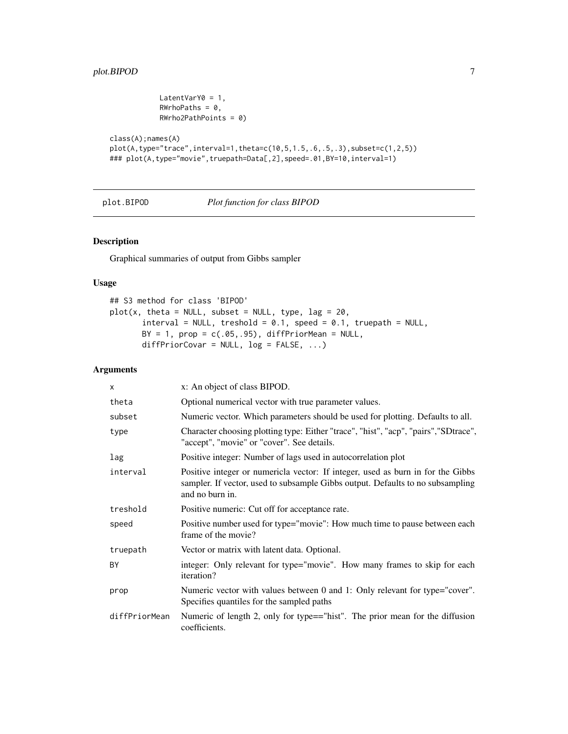```
            LatentVarY0 = 1,
            RWrhoPaths = 0,
            RWrho2PathPoints = 0)

class(A);names(A)
plot(A,type="trace",interval=1,theta=c(10,5,1.5,.6,.5,.3),subset=c(1,2,5))
### plot(A,type="movie",truepath=Data[,2],speed=.01,BY=10,interval=1)
```

---

## plot.BIPOD — *Plot function for class BIPOD*

### Description

Graphical summaries of output from Gibbs sampler

### Usage

```
## S3 method for class 'BIPOD'
plot(x, theta = NULL, subset = NULL, type, lag = 20,
       interval = NULL, treshold = 0.1, speed = 0.1, truepath = NULL,
       BY = 1, prop = c(.05,.95), diffPriorMean = NULL,
       diffPriorCovar = NULL, log = FALSE, ...)
```

### Arguments

| | |
|---|---|
| `x` | x: An object of class BIPOD. |
| `theta` | Optional numerical vector with true parameter values. |
| `subset` | Numeric vector. Which parameters should be used for plotting. Defaults to all. |
| `type` | Character choosing plotting type: Either "trace", "hist", "acp", "pairs","SDtrace", "accept", "movie" or "cover". See details. |
| `lag` | Positive integer: Number of lags used in autocorrelation plot |
| `interval` | Positive integer or numericla vector: If integer, used as burn in for the Gibbs sampler. If vector, used to subsample Gibbs output. Defaults to no subsampling and no burn in. |
| `treshold` | Positive numeric: Cut off for acceptance rate. |
| `speed` | Positive number used for type="movie": How much time to pause between each frame of the movie? |
| `truepath` | Vector or matrix with latent data. Optional. |
| `BY` | integer: Only relevant for type="movie". How many frames to skip for each iteration? |
| `prop` | Numeric vector with values between 0 and 1: Only relevant for type="cover". Specifies quantiles for the sampled paths |
| `diffPriorMean` | Numeric of length 2, only for type=="hist". The prior mean for the diffusion coefficients. |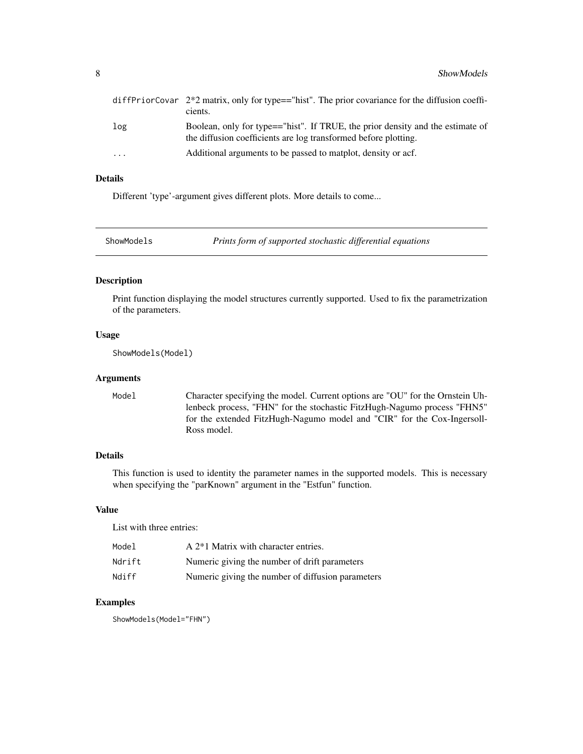| | |
|---|---|
| diffPriorCovar | 2*2 matrix, only for type=="hist". The prior covariance for the diffusion coefficients. |
| log | Boolean, only for type=="hist". If TRUE, the prior density and the estimate of the diffusion coefficients are log transformed before plotting. |
| ... | Additional arguments to be passed to matplot, density or acf. |

### Details

Different 'type'-argument gives different plots. More details to come...

---

## ShowModels — *Prints form of supported stochastic differential equations*

---

### Description

Print function displaying the model structures currently supported. Used to fix the parametrization of the parameters.

### Usage

```
ShowModels(Model)
```

### Arguments

| | |
|---|---|
| Model | Character specifying the model. Current options are "OU" for the Ornstein Uhlenbeck process, "FHN" for the stochastic FitzHugh-Nagumo process "FHN5" for the extended FitzHugh-Nagumo model and "CIR" for the Cox-Ingersoll-Ross model. |

### Details

This function is used to identity the parameter names in the supported models. This is necessary when specifying the "parKnown" argument in the "Estfun" function.

### Value

List with three entries:

| | |
|---|---|
| Model | A 2*1 Matrix with character entries. |
| Ndrift | Numeric giving the number of drift parameters |
| Ndiff | Numeric giving the number of diffusion parameters |

### Examples

```
ShowModels(Model="FHN")
```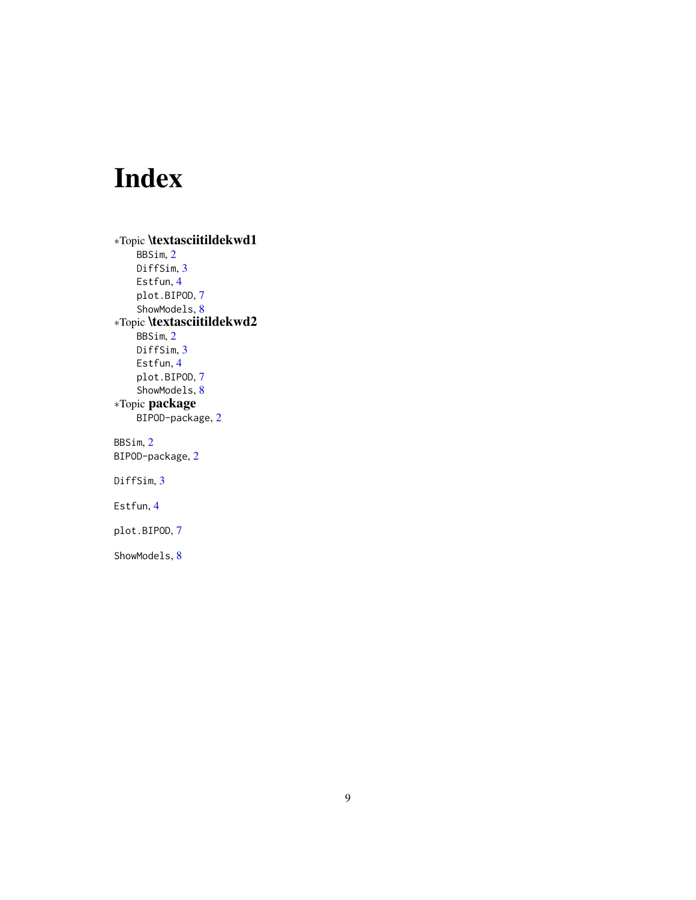# Index

∗Topic **\textasciitildekwd1**
  BBSim, 2
  DiffSim, 3
  Estfun, 4
  plot.BIPOD, 7
  ShowModels, 8

∗Topic **\textasciitildekwd2**
  BBSim, 2
  DiffSim, 3
  Estfun, 4
  plot.BIPOD, 7
  ShowModels, 8

∗Topic **package**
  BIPOD-package, 2

BBSim, 2
BIPOD-package, 2

DiffSim, 3

Estfun, 4

plot.BIPOD, 7

ShowModels, 8